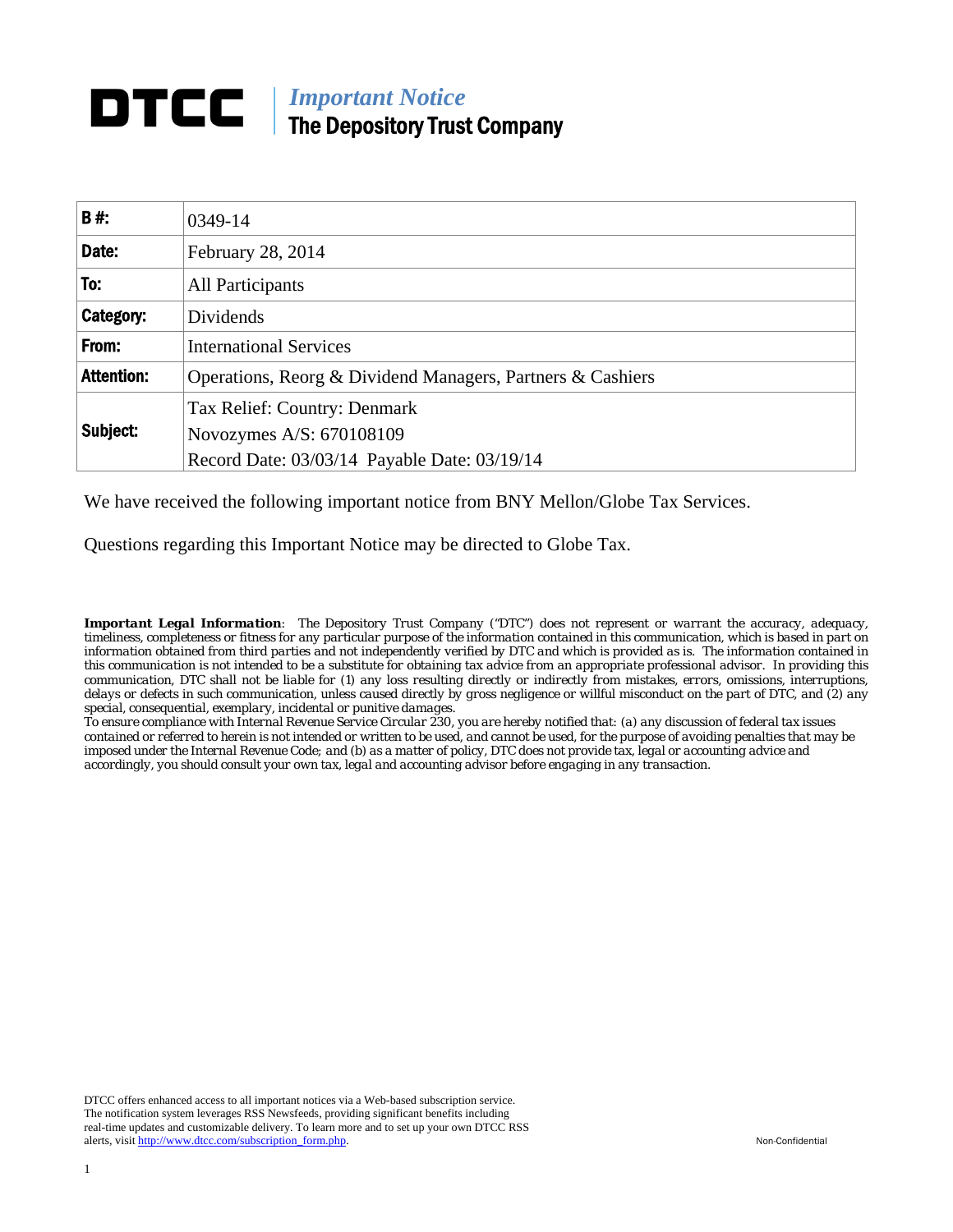# DTCC | *Important Notice*
## The Depository Trust Company

| | |
|---|---|
| **B #:** | 0349-14 |
| **Date:** | February 28, 2014 |
| **To:** | All Participants |
| **Category:** | Dividends |
| **From:** | International Services |
| **Attention:** | Operations, Reorg & Dividend Managers, Partners & Cashiers |
| **Subject:** | Tax Relief: Country: Denmark<br>Novozymes A/S: 670108109<br>Record Date: 03/03/14 Payable Date: 03/19/14 |

We have received the following important notice from BNY Mellon/Globe Tax Services.

Questions regarding this Important Notice may be directed to Globe Tax.

***Important Legal Information***: *The Depository Trust Company ("DTC") does not represent or warrant the accuracy, adequacy, timeliness, completeness or fitness for any particular purpose of the information contained in this communication, which is based in part on information obtained from third parties and not independently verified by DTC and which is provided as is. The information contained in this communication is not intended to be a substitute for obtaining tax advice from an appropriate professional advisor. In providing this communication, DTC shall not be liable for (1) any loss resulting directly or indirectly from mistakes, errors, omissions, interruptions, delays or defects in such communication, unless caused directly by gross negligence or willful misconduct on the part of DTC, and (2) any special, consequential, exemplary, incidental or punitive damages.*
*To ensure compliance with Internal Revenue Service Circular 230, you are hereby notified that: (a) any discussion of federal tax issues contained or referred to herein is not intended or written to be used, and cannot be used, for the purpose of avoiding penalties that may be imposed under the Internal Revenue Code; and (b) as a matter of policy, DTC does not provide tax, legal or accounting advice and accordingly, you should consult your own tax, legal and accounting advisor before engaging in any transaction.*

DTCC offers enhanced access to all important notices via a Web-based subscription service. The notification system leverages RSS Newsfeeds, providing significant benefits including real-time updates and customizable delivery. To learn more and to set up your own DTCC RSS alerts, visit http://www.dtcc.com/subscription_form.php.

Non-Confidential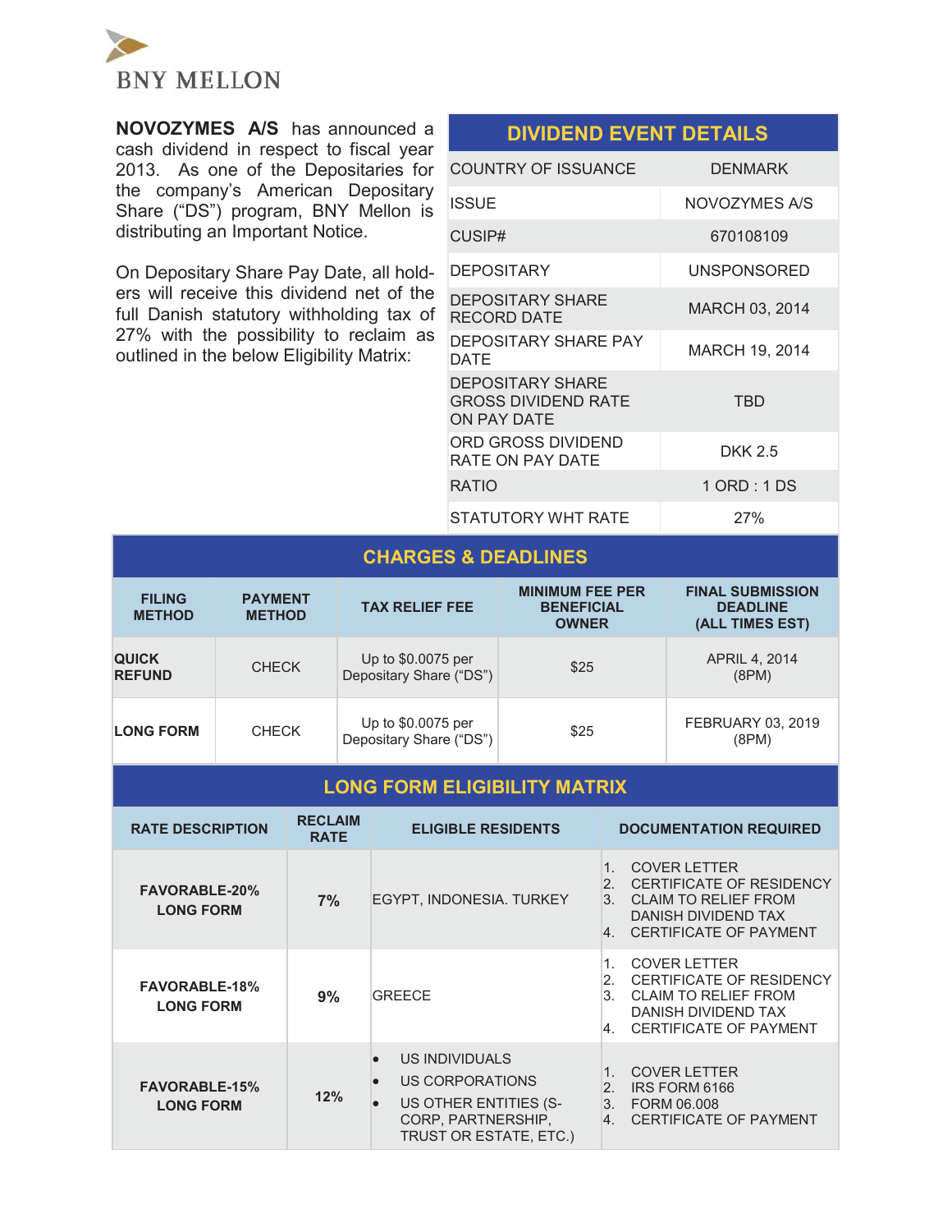BNY MELLON

**NOVOZYMES A/S** has announced a cash dividend in respect to fiscal year 2013. As one of the Depositaries for the company's American Depositary Share ("DS") program, BNY Mellon is distributing an Important Notice.

On Depositary Share Pay Date, all holders will receive this dividend net of the full Danish statutory withholding tax of 27% with the possibility to reclaim as outlined in the below Eligibility Matrix:

## DIVIDEND EVENT DETAILS

| | |
|---|---|
| COUNTRY OF ISSUANCE | DENMARK |
| ISSUE | NOVOZYMES A/S |
| CUSIP# | 670108109 |
| DEPOSITARY | UNSPONSORED |
| DEPOSITARY SHARE RECORD DATE | MARCH 03, 2014 |
| DEPOSITARY SHARE PAY DATE | MARCH 19, 2014 |
| DEPOSITARY SHARE GROSS DIVIDEND RATE ON PAY DATE | TBD |
| ORD GROSS DIVIDEND RATE ON PAY DATE | DKK 2.5 |
| RATIO | 1 ORD : 1 DS |
| STATUTORY WHT RATE | 27% |

## CHARGES & DEADLINES

| FILING METHOD | PAYMENT METHOD | TAX RELIEF FEE | MINIMUM FEE PER BENEFICIAL OWNER | FINAL SUBMISSION DEADLINE (ALL TIMES EST) |
|---|---|---|---|---|
| **QUICK REFUND** | CHECK | Up to $0.0075 per Depositary Share ("DS") | $25 | APRIL 4, 2014 (8PM) |
| **LONG FORM** | CHECK | Up to $0.0075 per Depositary Share ("DS") | $25 | FEBRUARY 03, 2019 (8PM) |

## LONG FORM ELIGIBILITY MATRIX

| RATE DESCRIPTION | RECLAIM RATE | ELIGIBLE RESIDENTS | DOCUMENTATION REQUIRED |
|---|---|---|---|
| **FAVORABLE-20% LONG FORM** | **7%** | EGYPT, INDONESIA. TURKEY | 1. COVER LETTER 2. CERTIFICATE OF RESIDENCY 3. CLAIM TO RELIEF FROM DANISH DIVIDEND TAX 4. CERTIFICATE OF PAYMENT |
| **FAVORABLE-18% LONG FORM** | **9%** | GREECE | 1. COVER LETTER 2. CERTIFICATE OF RESIDENCY 3. CLAIM TO RELIEF FROM DANISH DIVIDEND TAX 4. CERTIFICATE OF PAYMENT |
| **FAVORABLE-15% LONG FORM** | **12%** | • US INDIVIDUALS • US CORPORATIONS • US OTHER ENTITIES (S-CORP, PARTNERSHIP, TRUST OR ESTATE, ETC.) | 1. COVER LETTER 2. IRS FORM 6166 3. FORM 06.008 4. CERTIFICATE OF PAYMENT |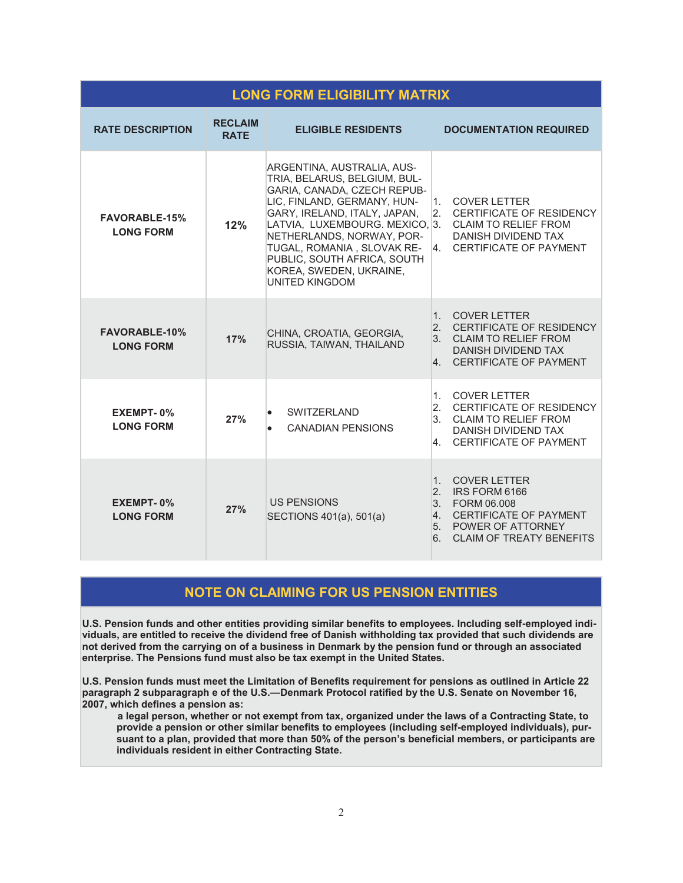## LONG FORM ELIGIBILITY MATRIX

| RATE DESCRIPTION | RECLAIM RATE | ELIGIBLE RESIDENTS | DOCUMENTATION REQUIRED |
|---|---|---|---|
| FAVORABLE-15% LONG FORM | 12% | ARGENTINA, AUSTRALIA, AUSTRIA, BELARUS, BELGIUM, BULGARIA, CANADA, CZECH REPUBLIC, FINLAND, GERMANY, HUNGARY, IRELAND, ITALY, JAPAN, LATVIA, LUXEMBOURG. MEXICO, NETHERLANDS, NORWAY, PORTUGAL, ROMANIA , SLOVAK REPUBLIC, SOUTH AFRICA, SOUTH KOREA, SWEDEN, UKRAINE, UNITED KINGDOM | 1. COVER LETTER<br>2. CERTIFICATE OF RESIDENCY<br>3. CLAIM TO RELIEF FROM DANISH DIVIDEND TAX<br>4. CERTIFICATE OF PAYMENT |
| FAVORABLE-10% LONG FORM | 17% | CHINA, CROATIA, GEORGIA, RUSSIA, TAIWAN, THAILAND | 1. COVER LETTER<br>2. CERTIFICATE OF RESIDENCY<br>3. CLAIM TO RELIEF FROM DANISH DIVIDEND TAX<br>4. CERTIFICATE OF PAYMENT |
| EXEMPT- 0% LONG FORM | 27% | • SWITZERLAND<br>• CANADIAN PENSIONS | 1. COVER LETTER<br>2. CERTIFICATE OF RESIDENCY<br>3. CLAIM TO RELIEF FROM DANISH DIVIDEND TAX<br>4. CERTIFICATE OF PAYMENT |
| EXEMPT- 0% LONG FORM | 27% | US PENSIONS SECTIONS 401(a), 501(a) | 1. COVER LETTER<br>2. IRS FORM 6166<br>3. FORM 06.008<br>4. CERTIFICATE OF PAYMENT<br>5. POWER OF ATTORNEY<br>6. CLAIM OF TREATY BENEFITS |

## NOTE ON CLAIMING FOR US PENSION ENTITIES

**U.S. Pension funds and other entities providing similar benefits to employees. Including self-employed individuals, are entitled to receive the dividend free of Danish withholding tax provided that such dividends are not derived from the carrying on of a business in Denmark by the pension fund or through an associated enterprise. The Pensions fund must also be tax exempt in the United States.**

**U.S. Pension funds must meet the Limitation of Benefits requirement for pensions as outlined in Article 22 paragraph 2 subparagraph e of the U.S.—Denmark Protocol ratified by the U.S. Senate on November 16, 2007, which defines a pension as:**

> **a legal person, whether or not exempt from tax, organized under the laws of a Contracting State, to provide a pension or other similar benefits to employees (including self-employed individuals), pursuant to a plan, provided that more than 50% of the person's beneficial members, or participants are individuals resident in either Contracting State.**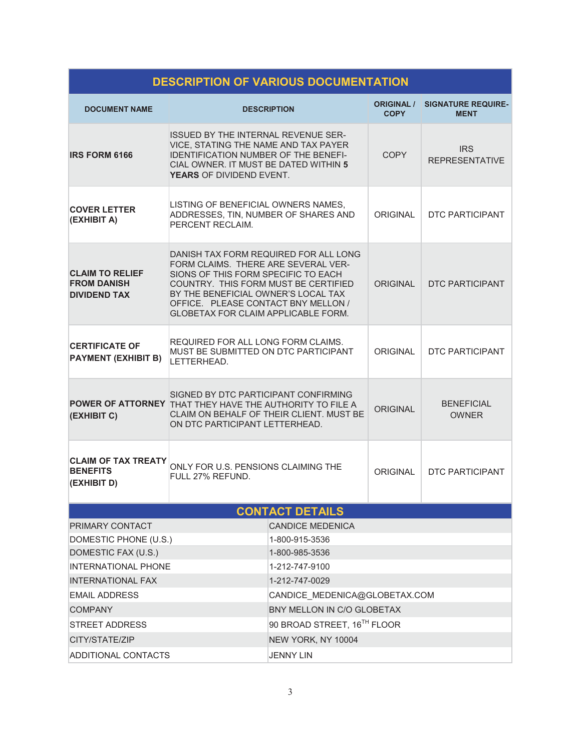## DESCRIPTION OF VARIOUS DOCUMENTATION

| DOCUMENT NAME | DESCRIPTION | ORIGINAL / COPY | SIGNATURE REQUIREMENT |
|---|---|---|---|
| **IRS FORM 6166** | ISSUED BY THE INTERNAL REVENUE SERVICE, STATING THE NAME AND TAX PAYER IDENTIFICATION NUMBER OF THE BENEFICIAL OWNER. IT MUST BE DATED WITHIN **5 YEARS** OF DIVIDEND EVENT. | COPY | IRS REPRESENTATIVE |
| **COVER LETTER (EXHIBIT A)** | LISTING OF BENEFICIAL OWNERS NAMES, ADDRESSES, TIN, NUMBER OF SHARES AND PERCENT RECLAIM. | ORIGINAL | DTC PARTICIPANT |
| **CLAIM TO RELIEF FROM DANISH DIVIDEND TAX** | DANISH TAX FORM REQUIRED FOR ALL LONG FORM CLAIMS. THERE ARE SEVERAL VERSIONS OF THIS FORM SPECIFIC TO EACH COUNTRY. THIS FORM MUST BE CERTIFIED BY THE BENEFICIAL OWNER'S LOCAL TAX OFFICE. PLEASE CONTACT BNY MELLON / GLOBETAX FOR CLAIM APPLICABLE FORM. | ORIGINAL | DTC PARTICIPANT |
| **CERTIFICATE OF PAYMENT (EXHIBIT B)** | REQUIRED FOR ALL LONG FORM CLAIMS. MUST BE SUBMITTED ON DTC PARTICIPANT LETTERHEAD. | ORIGINAL | DTC PARTICIPANT |
| **POWER OF ATTORNEY (EXHIBIT C)** | SIGNED BY DTC PARTICIPANT CONFIRMING THAT THEY HAVE THE AUTHORITY TO FILE A CLAIM ON BEHALF OF THEIR CLIENT. MUST BE ON DTC PARTICIPANT LETTERHEAD. | ORIGINAL | BENEFICIAL OWNER |
| **CLAIM OF TAX TREATY BENEFITS (EXHIBIT D)** | ONLY FOR U.S. PENSIONS CLAIMING THE FULL 27% REFUND. | ORIGINAL | DTC PARTICIPANT |

## CONTACT DETAILS

| | |
|---|---|
| PRIMARY CONTACT | CANDICE MEDENICA |
| DOMESTIC PHONE (U.S.) | 1-800-915-3536 |
| DOMESTIC FAX (U.S.) | 1-800-985-3536 |
| INTERNATIONAL PHONE | 1-212-747-9100 |
| INTERNATIONAL FAX | 1-212-747-0029 |
| EMAIL ADDRESS | CANDICE_MEDENICA@GLOBETAX.COM |
| COMPANY | BNY MELLON IN C/O GLOBETAX |
| STREET ADDRESS | 90 BROAD STREET, 16TH FLOOR |
| CITY/STATE/ZIP | NEW YORK, NY 10004 |
| ADDITIONAL CONTACTS | JENNY LIN |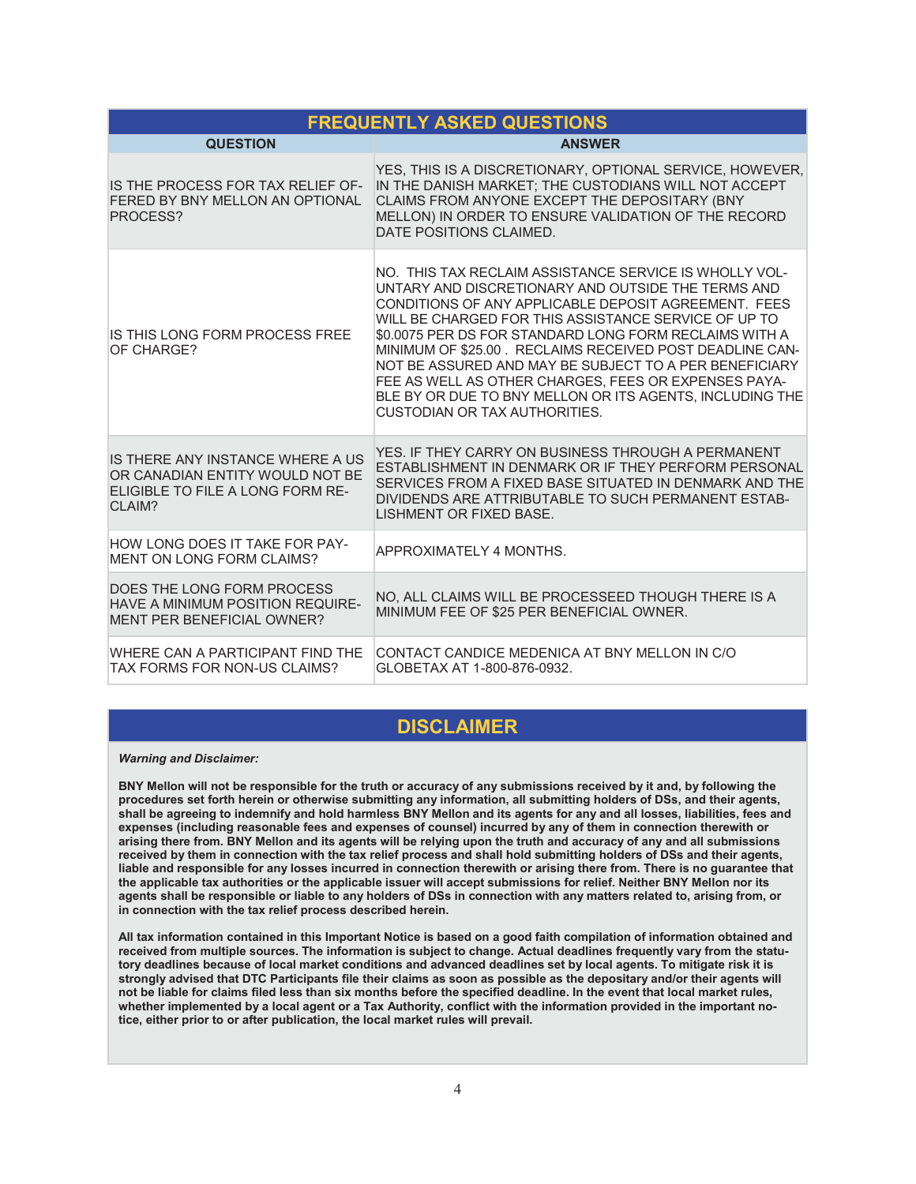## FREQUENTLY ASKED QUESTIONS

| QUESTION | ANSWER |
|---|---|
| IS THE PROCESS FOR TAX RELIEF OFFERED BY BNY MELLON AN OPTIONAL PROCESS? | YES, THIS IS A DISCRETIONARY, OPTIONAL SERVICE, HOWEVER, IN THE DANISH MARKET; THE CUSTODIANS WILL NOT ACCEPT CLAIMS FROM ANYONE EXCEPT THE DEPOSITARY (BNY MELLON) IN ORDER TO ENSURE VALIDATION OF THE RECORD DATE POSITIONS CLAIMED. |
| IS THIS LONG FORM PROCESS FREE OF CHARGE? | NO. THIS TAX RECLAIM ASSISTANCE SERVICE IS WHOLLY VOLUNTARY AND DISCRETIONARY AND OUTSIDE THE TERMS AND CONDITIONS OF ANY APPLICABLE DEPOSIT AGREEMENT. FEES WILL BE CHARGED FOR THIS ASSISTANCE SERVICE OF UP TO $0.0075 PER DS FOR STANDARD LONG FORM RECLAIMS WITH A MINIMUM OF $25.00 . RECLAIMS RECEIVED POST DEADLINE CANNOT BE ASSURED AND MAY BE SUBJECT TO A PER BENEFICIARY FEE AS WELL AS OTHER CHARGES, FEES OR EXPENSES PAYABLE BY OR DUE TO BNY MELLON OR ITS AGENTS, INCLUDING THE CUSTODIAN OR TAX AUTHORITIES. |
| IS THERE ANY INSTANCE WHERE A US OR CANADIAN ENTITY WOULD NOT BE ELIGIBLE TO FILE A LONG FORM RECLAIM? | YES. IF THEY CARRY ON BUSINESS THROUGH A PERMANENT ESTABLISHMENT IN DENMARK OR IF THEY PERFORM PERSONAL SERVICES FROM A FIXED BASE SITUATED IN DENMARK AND THE DIVIDENDS ARE ATTRIBUTABLE TO SUCH PERMANENT ESTABLISHMENT OR FIXED BASE. |
| HOW LONG DOES IT TAKE FOR PAYMENT ON LONG FORM CLAIMS? | APPROXIMATELY 4 MONTHS. |
| DOES THE LONG FORM PROCESS HAVE A MINIMUM POSITION REQUIREMENT PER BENEFICIAL OWNER? | NO, ALL CLAIMS WILL BE PROCESSEED THOUGH THERE IS A MINIMUM FEE OF $25 PER BENEFICIAL OWNER. |
| WHERE CAN A PARTICIPANT FIND THE TAX FORMS FOR NON-US CLAIMS? | CONTACT CANDICE MEDENICA AT BNY MELLON IN C/O GLOBETAX AT 1-800-876-0932. |

## DISCLAIMER

***Warning and Disclaimer:***

**BNY Mellon will not be responsible for the truth or accuracy of any submissions received by it and, by following the procedures set forth herein or otherwise submitting any information, all submitting holders of DSs, and their agents, shall be agreeing to indemnify and hold harmless BNY Mellon and its agents for any and all losses, liabilities, fees and expenses (including reasonable fees and expenses of counsel) incurred by any of them in connection therewith or arising there from. BNY Mellon and its agents will be relying upon the truth and accuracy of any and all submissions received by them in connection with the tax relief process and shall hold submitting holders of DSs and their agents, liable and responsible for any losses incurred in connection therewith or arising there from. There is no guarantee that the applicable tax authorities or the applicable issuer will accept submissions for relief. Neither BNY Mellon nor its agents shall be responsible or liable to any holders of DSs in connection with any matters related to, arising from, or in connection with the tax relief process described herein.**

**All tax information contained in this Important Notice is based on a good faith compilation of information obtained and received from multiple sources. The information is subject to change. Actual deadlines frequently vary from the statutory deadlines because of local market conditions and advanced deadlines set by local agents. To mitigate risk it is strongly advised that DTC Participants file their claims as soon as possible as the depositary and/or their agents will not be liable for claims filed less than six months before the specified deadline. In the event that local market rules, whether implemented by a local agent or a Tax Authority, conflict with the information provided in the important notice, either prior to or after publication, the local market rules will prevail.**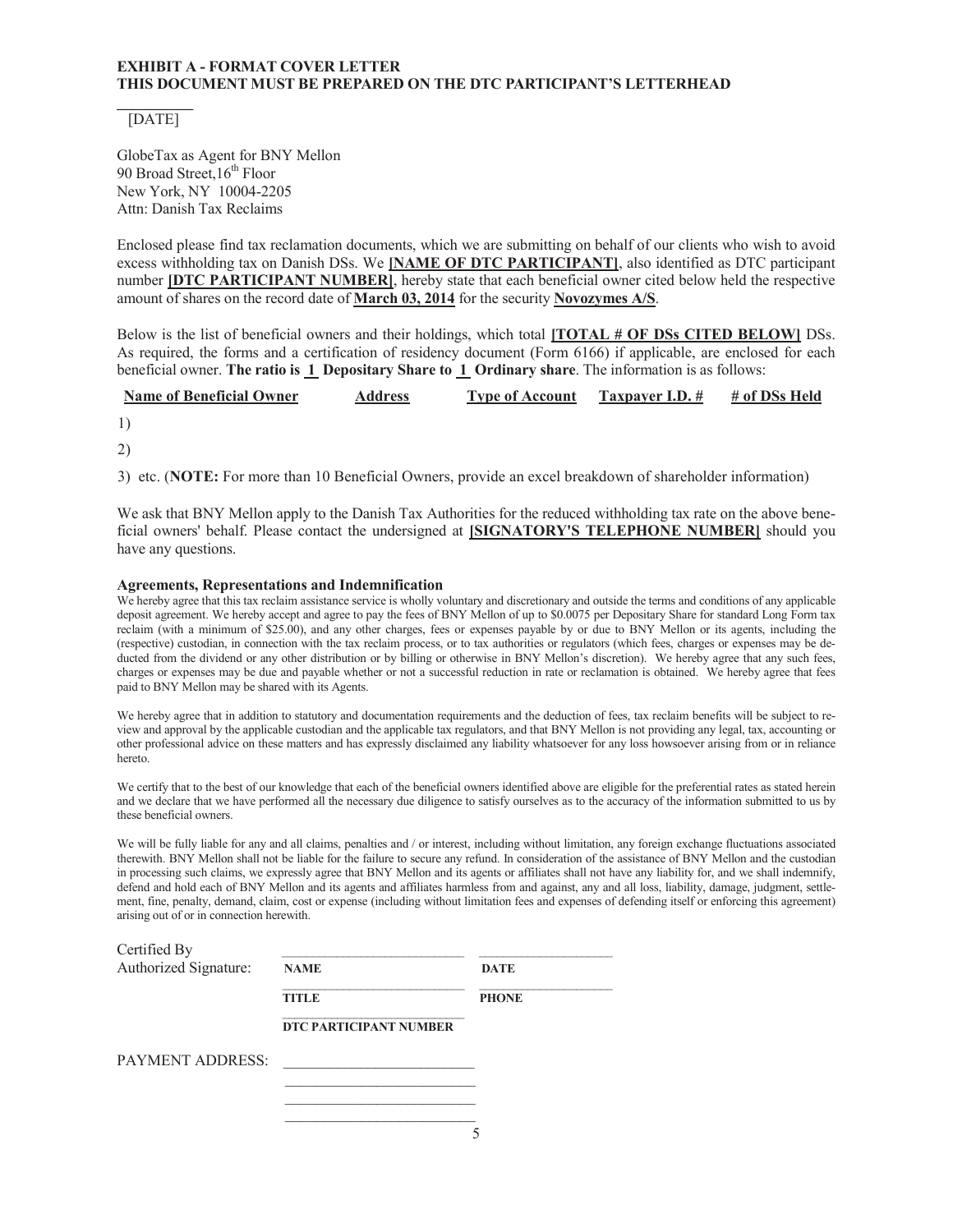**EXHIBIT A - FORMAT COVER LETTER**
**THIS DOCUMENT MUST BE PREPARED ON THE DTC PARTICIPANT'S LETTERHEAD**

[DATE]

GlobeTax as Agent for BNY Mellon
90 Broad Street,16th Floor
New York, NY 10004-2205
Attn: Danish Tax Reclaims

Enclosed please find tax reclamation documents, which we are submitting on behalf of our clients who wish to avoid excess withholding tax on Danish DSs. We **[NAME OF DTC PARTICIPANT]**, also identified as DTC participant number **[DTC PARTICIPANT NUMBER]**, hereby state that each beneficial owner cited below held the respective amount of shares on the record date of **March 03, 2014** for the security **Novozymes A/S**.

Below is the list of beneficial owners and their holdings, which total **[TOTAL # OF DSs CITED BELOW]** DSs. As required, the forms and a certification of residency document (Form 6166) if applicable, are enclosed for each beneficial owner. **The ratio is 1 Depositary Share to 1 Ordinary share**. The information is as follows:

| Name of Beneficial Owner | Address | Type of Account | Taxpayer I.D. # | # of DSs Held |
|---|---|---|---|---|
| 1) | | | | |
| 2) | | | | |

3) etc. (**NOTE:** For more than 10 Beneficial Owners, provide an excel breakdown of shareholder information)

We ask that BNY Mellon apply to the Danish Tax Authorities for the reduced withholding tax rate on the above beneficial owners' behalf. Please contact the undersigned at **[SIGNATORY'S TELEPHONE NUMBER]** should you have any questions.

**Agreements, Representations and Indemnification**

We hereby agree that this tax reclaim assistance service is wholly voluntary and discretionary and outside the terms and conditions of any applicable deposit agreement. We hereby accept and agree to pay the fees of BNY Mellon of up to $0.0075 per Depositary Share for standard Long Form tax reclaim (with a minimum of $25.00), and any other charges, fees or expenses payable by or due to BNY Mellon or its agents, including the (respective) custodian, in connection with the tax reclaim process, or to tax authorities or regulators (which fees, charges or expenses may be deducted from the dividend or any other distribution or by billing or otherwise in BNY Mellon's discretion). We hereby agree that any such fees, charges or expenses may be due and payable whether or not a successful reduction in rate or reclamation is obtained. We hereby agree that fees paid to BNY Mellon may be shared with its Agents.

We hereby agree that in addition to statutory and documentation requirements and the deduction of fees, tax reclaim benefits will be subject to review and approval by the applicable custodian and the applicable tax regulators, and that BNY Mellon is not providing any legal, tax, accounting or other professional advice on these matters and has expressly disclaimed any liability whatsoever for any loss howsoever arising from or in reliance hereto.

We certify that to the best of our knowledge that each of the beneficial owners identified above are eligible for the preferential rates as stated herein and we declare that we have performed all the necessary due diligence to satisfy ourselves as to the accuracy of the information submitted to us by these beneficial owners.

We will be fully liable for any and all claims, penalties and / or interest, including without limitation, any foreign exchange fluctuations associated therewith. BNY Mellon shall not be liable for the failure to secure any refund. In consideration of the assistance of BNY Mellon and the custodian in processing such claims, we expressly agree that BNY Mellon and its agents or affiliates shall not have any liability for, and we shall indemnify, defend and hold each of BNY Mellon and its agents and affiliates harmless from and against, any and all loss, liability, damage, judgment, settlement, fine, penalty, demand, claim, cost or expense (including without limitation fees and expenses of defending itself or enforcing this agreement) arising out of or in connection herewith.

Certified By
Authorized Signature: ________________________ ________________
**NAME** **DATE**

________________________ ________________
**TITLE** **PHONE**

________________________
**DTC PARTICIPANT NUMBER**

PAYMENT ADDRESS: ________________________
________________________
________________________
________________________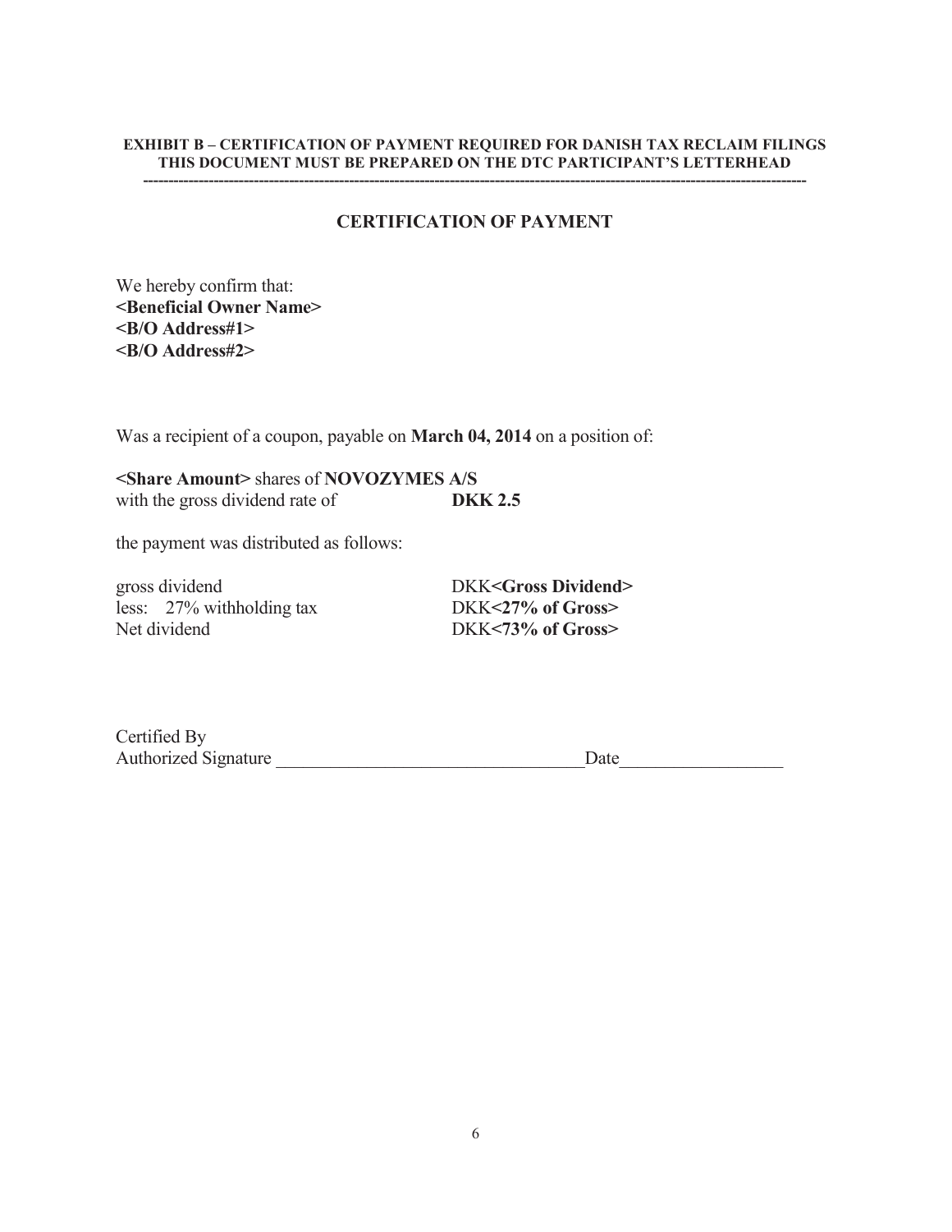**EXHIBIT B – CERTIFICATION OF PAYMENT REQUIRED FOR DANISH TAX RECLAIM FILINGS**
**THIS DOCUMENT MUST BE PREPARED ON THE DTC PARTICIPANT'S LETTERHEAD**

---

## CERTIFICATION OF PAYMENT

We hereby confirm that:
**<Beneficial Owner Name>**
**<B/O Address#1>**
**<B/O Address#2>**

Was a recipient of a coupon, payable on **March 04, 2014** on a position of:

**<Share Amount>** shares of **NOVOZYMES A/S**
with the gross dividend rate of **DKK 2.5**

the payment was distributed as follows:

| | |
|---|---|
| gross dividend | DKK**<Gross Dividend>** |
| less: 27% withholding tax | DKK**<27% of Gross>** |
| Net dividend | DKK**<73% of Gross>** |

Certified By
Authorized Signature \_\_\_\_\_\_\_\_\_\_\_\_\_\_\_\_\_\_\_\_\_\_\_\_\_\_\_\_\_\_\_\_\_\_ Date\_\_\_\_\_\_\_\_\_\_\_\_\_\_\_\_\_\_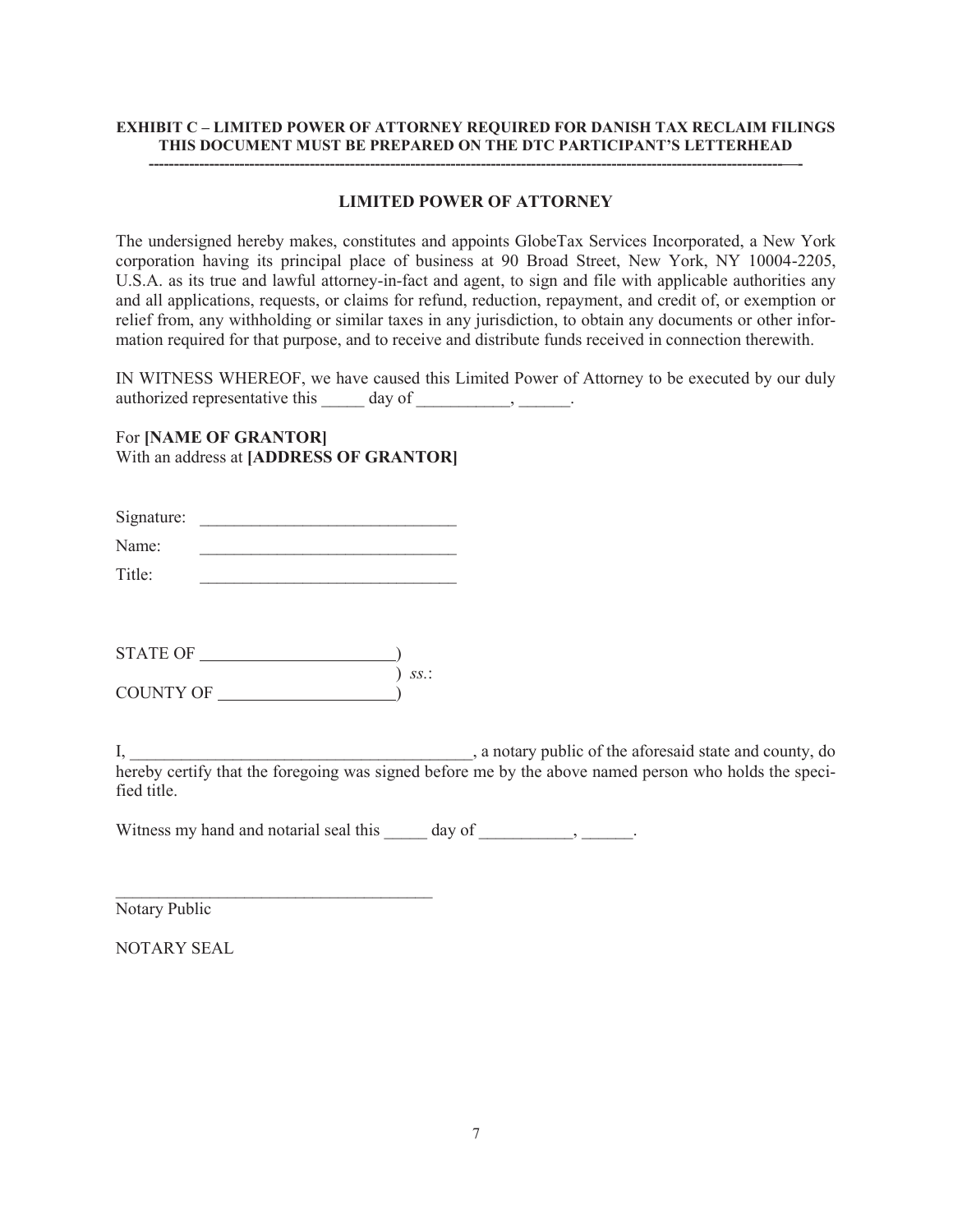**EXHIBIT C – LIMITED POWER OF ATTORNEY REQUIRED FOR DANISH TAX RECLAIM FILINGS**
**THIS DOCUMENT MUST BE PREPARED ON THE DTC PARTICIPANT'S LETTERHEAD**

---

## LIMITED POWER OF ATTORNEY

The undersigned hereby makes, constitutes and appoints GlobeTax Services Incorporated, a New York corporation having its principal place of business at 90 Broad Street, New York, NY 10004-2205, U.S.A. as its true and lawful attorney-in-fact and agent, to sign and file with applicable authorities any and all applications, requests, or claims for refund, reduction, repayment, and credit of, or exemption or relief from, any withholding or similar taxes in any jurisdiction, to obtain any documents or other information required for that purpose, and to receive and distribute funds received in connection therewith.

IN WITNESS WHEREOF, we have caused this Limited Power of Attorney to be executed by our duly authorized representative this _____ day of ___________, ______.

For **[NAME OF GRANTOR]**
With an address at **[ADDRESS OF GRANTOR]**

Signature: ______________________________

Name: ______________________________

Title: ______________________________

STATE OF ______________________)
) *ss.*:
COUNTY OF ____________________)

I, _________________________________________, a notary public of the aforesaid state and county, do hereby certify that the foregoing was signed before me by the above named person who holds the specified title.

Witness my hand and notarial seal this _____ day of ___________, ______.

______________________________________
Notary Public

NOTARY SEAL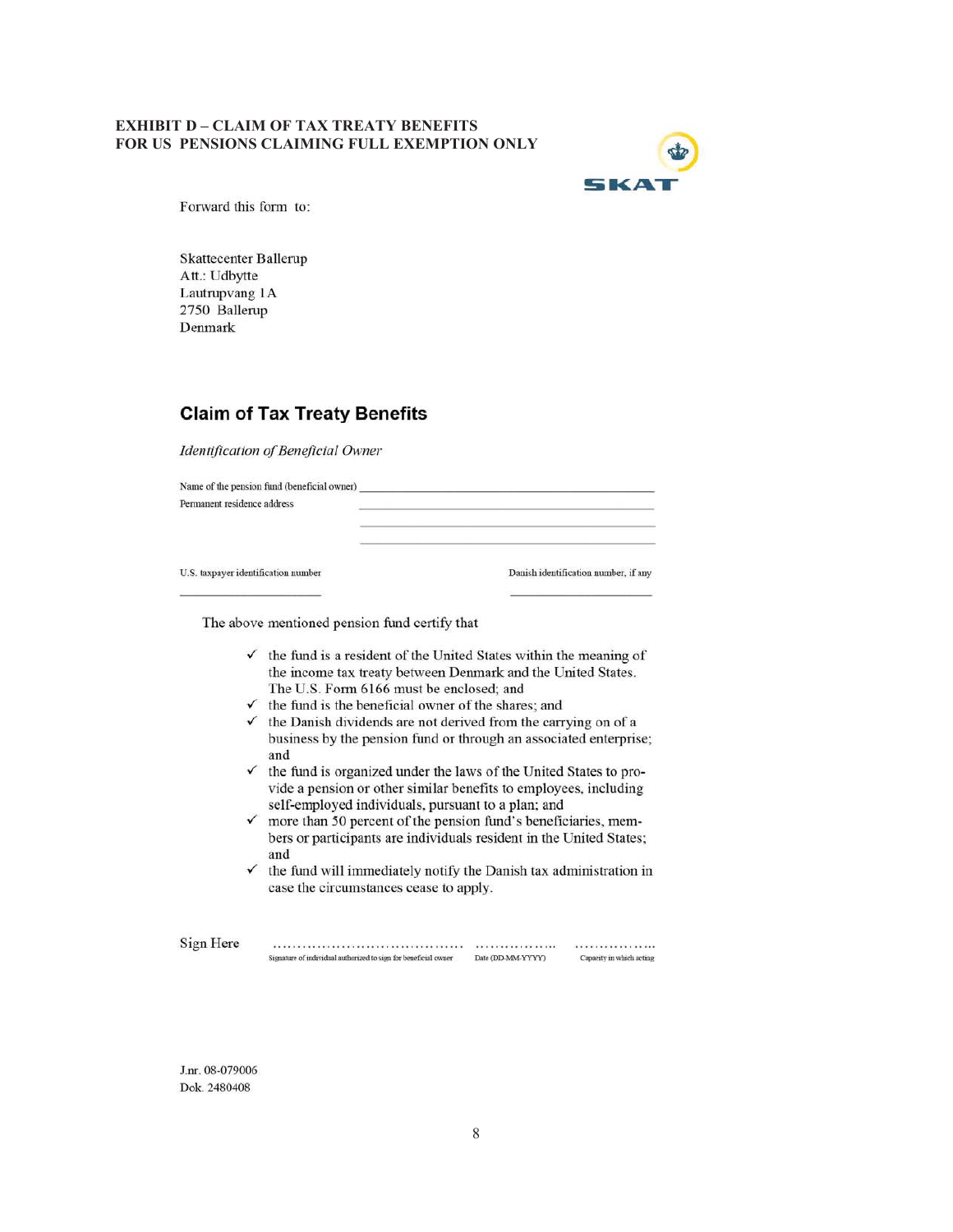**EXHIBIT D – CLAIM OF TAX TREATY BENEFITS**
**FOR US PENSIONS CLAIMING FULL EXEMPTION ONLY**

SKAT

Forward this form to:

Skattecenter Ballerup
Att.: Udbytte
Lautrupvang 1A
2750 Ballerup
Denmark

## Claim of Tax Treaty Benefits

*Identification of Beneficial Owner*

Name of the pension fund (beneficial owner) ______________________________

Permanent residence address ______________________________

______________________________

______________________________

U.S. taxpayer identification number ____________________

Danish identification number, if any ____________________

The above mentioned pension fund certify that

- ✓ the fund is a resident of the United States within the meaning of the income tax treaty between Denmark and the United States. The U.S. Form 6166 must be enclosed; and
- ✓ the fund is the beneficial owner of the shares; and
- ✓ the Danish dividends are not derived from the carrying on of a business by the pension fund or through an associated enterprise; and
- ✓ the fund is organized under the laws of the United States to provide a pension or other similar benefits to employees, including self-employed individuals, pursuant to a plan; and
- ✓ more than 50 percent of the pension fund's beneficiaries, members or participants are individuals resident in the United States; and
- ✓ the fund will immediately notify the Danish tax administration in case the circumstances cease to apply.

Sign Here ..................................... ................. .................

Signature of individual authorized to sign for beneficial owner — Date (DD-MM-YYYY) — Capacity in which acting

J.nr. 08-079006
Dok. 2480408